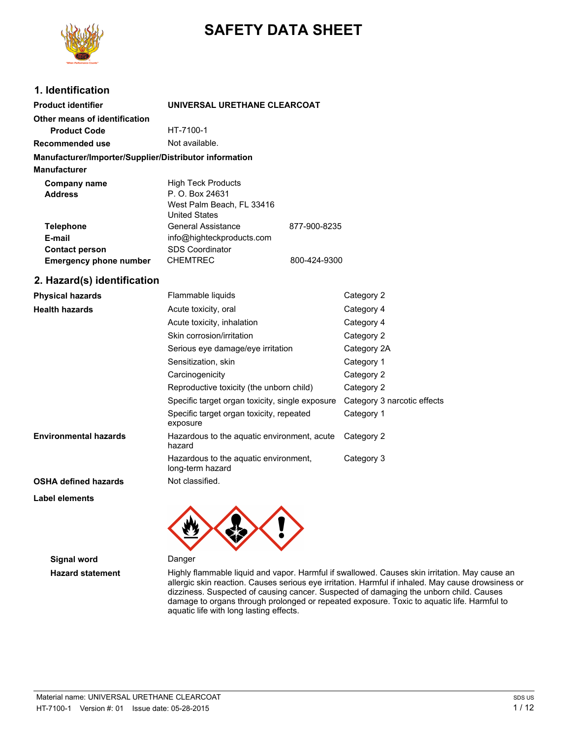# SAFETY DATA SHEET

## 1. Identification

| | | |
|---|---|---|
| **Product identifier** | **UNIVERSAL URETHANE CLEARCOAT** | |
| **Other means of identification** | | |
| **Product Code** | HT-7100-1 | |
| **Recommended use** | Not available. | |

**Manufacturer/Importer/Supplier/Distributor information**

**Manufacturer**

| | | |
|---|---|---|
| **Company name** | High Teck Products | |
| **Address** | P. O. Box 24631<br>West Palm Beach, FL 33416<br>United States | |
| **Telephone** | General Assistance | 877-900-8235 |
| **E-mail** | info@highteckproducts.com | |
| **Contact person** | SDS Coordinator | |
| **Emergency phone number** | CHEMTREC | 800-424-9300 |

## 2. Hazard(s) identification

| | | |
|---|---|---|
| **Physical hazards** | Flammable liquids | Category 2 |
| **Health hazards** | Acute toxicity, oral | Category 4 |
| | Acute toxicity, inhalation | Category 4 |
| | Skin corrosion/irritation | Category 2 |
| | Serious eye damage/eye irritation | Category 2A |
| | Sensitization, skin | Category 1 |
| | Carcinogenicity | Category 2 |
| | Reproductive toxicity (the unborn child) | Category 2 |
| | Specific target organ toxicity, single exposure | Category 3 narcotic effects |
| | Specific target organ toxicity, repeated exposure | Category 1 |
| **Environmental hazards** | Hazardous to the aquatic environment, acute hazard | Category 2 |
| | Hazardous to the aquatic environment, long-term hazard | Category 3 |
| **OSHA defined hazards** | Not classified. | |

**Label elements**

**Signal word** Danger

**Hazard statement** Highly flammable liquid and vapor. Harmful if swallowed. Causes skin irritation. May cause an allergic skin reaction. Causes serious eye irritation. Harmful if inhaled. May cause drowsiness or dizziness. Suspected of causing cancer. Suspected of damaging the unborn child. Causes damage to organs through prolonged or repeated exposure. Toxic to aquatic life. Harmful to aquatic life with long lasting effects.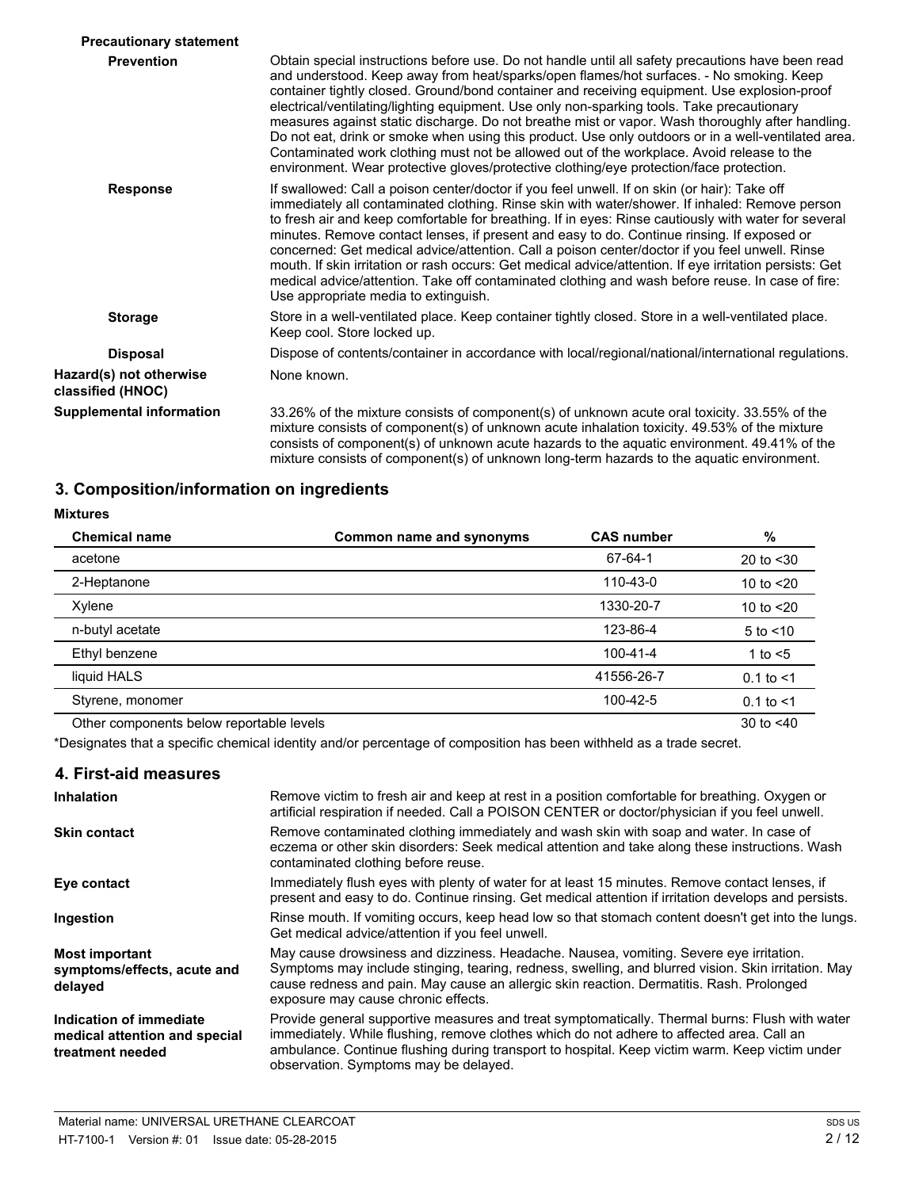**Precautionary statement**

**Prevention**

Obtain special instructions before use. Do not handle until all safety precautions have been read and understood. Keep away from heat/sparks/open flames/hot surfaces. - No smoking. Keep container tightly closed. Ground/bond container and receiving equipment. Use explosion-proof electrical/ventilating/lighting equipment. Use only non-sparking tools. Take precautionary measures against static discharge. Do not breathe mist or vapor. Wash thoroughly after handling. Do not eat, drink or smoke when using this product. Use only outdoors or in a well-ventilated area. Contaminated work clothing must not be allowed out of the workplace. Avoid release to the environment. Wear protective gloves/protective clothing/eye protection/face protection.

**Response**

If swallowed: Call a poison center/doctor if you feel unwell. If on skin (or hair): Take off immediately all contaminated clothing. Rinse skin with water/shower. If inhaled: Remove person to fresh air and keep comfortable for breathing. If in eyes: Rinse cautiously with water for several minutes. Remove contact lenses, if present and easy to do. Continue rinsing. If exposed or concerned: Get medical advice/attention. Call a poison center/doctor if you feel unwell. Rinse mouth. If skin irritation or rash occurs: Get medical advice/attention. If eye irritation persists: Get medical advice/attention. Take off contaminated clothing and wash before reuse. In case of fire: Use appropriate media to extinguish.

**Storage**

Store in a well-ventilated place. Keep container tightly closed. Store in a well-ventilated place. Keep cool. Store locked up.

**Disposal**

Dispose of contents/container in accordance with local/regional/national/international regulations.

**Hazard(s) not otherwise classified (HNOC)**

None known.

**Supplemental information**

33.26% of the mixture consists of component(s) of unknown acute oral toxicity. 33.55% of the mixture consists of component(s) of unknown acute inhalation toxicity. 49.53% of the mixture consists of component(s) of unknown acute hazards to the aquatic environment. 49.41% of the mixture consists of component(s) of unknown long-term hazards to the aquatic environment.

## 3. Composition/information on ingredients

**Mixtures**

| Chemical name | Common name and synonyms | CAS number | % |
|---|---|---|---|
| acetone | | 67-64-1 | 20 to <30 |
| 2-Heptanone | | 110-43-0 | 10 to <20 |
| Xylene | | 1330-20-7 | 10 to <20 |
| n-butyl acetate | | 123-86-4 | 5 to <10 |
| Ethyl benzene | | 100-41-4 | 1 to <5 |
| liquid HALS | | 41556-26-7 | 0.1 to <1 |
| Styrene, monomer | | 100-42-5 | 0.1 to <1 |
| Other components below reportable levels | | | 30 to <40 |

*Designates that a specific chemical identity and/or percentage of composition has been withheld as a trade secret.

## 4. First-aid measures

**Inhalation**

Remove victim to fresh air and keep at rest in a position comfortable for breathing. Oxygen or artificial respiration if needed. Call a POISON CENTER or doctor/physician if you feel unwell.

**Skin contact**

Remove contaminated clothing immediately and wash skin with soap and water. In case of eczema or other skin disorders: Seek medical attention and take along these instructions. Wash contaminated clothing before reuse.

**Eye contact**

Immediately flush eyes with plenty of water for at least 15 minutes. Remove contact lenses, if present and easy to do. Continue rinsing. Get medical attention if irritation develops and persists.

**Ingestion**

Rinse mouth. If vomiting occurs, keep head low so that stomach content doesn't get into the lungs. Get medical advice/attention if you feel unwell.

**Most important symptoms/effects, acute and delayed**

May cause drowsiness and dizziness. Headache. Nausea, vomiting. Severe eye irritation. Symptoms may include stinging, tearing, redness, swelling, and blurred vision. Skin irritation. May cause redness and pain. May cause an allergic skin reaction. Dermatitis. Rash. Prolonged exposure may cause chronic effects.

**Indication of immediate medical attention and special treatment needed**

Provide general supportive measures and treat symptomatically. Thermal burns: Flush with water immediately. While flushing, remove clothes which do not adhere to affected area. Call an ambulance. Continue flushing during transport to hospital. Keep victim warm. Keep victim under observation. Symptoms may be delayed.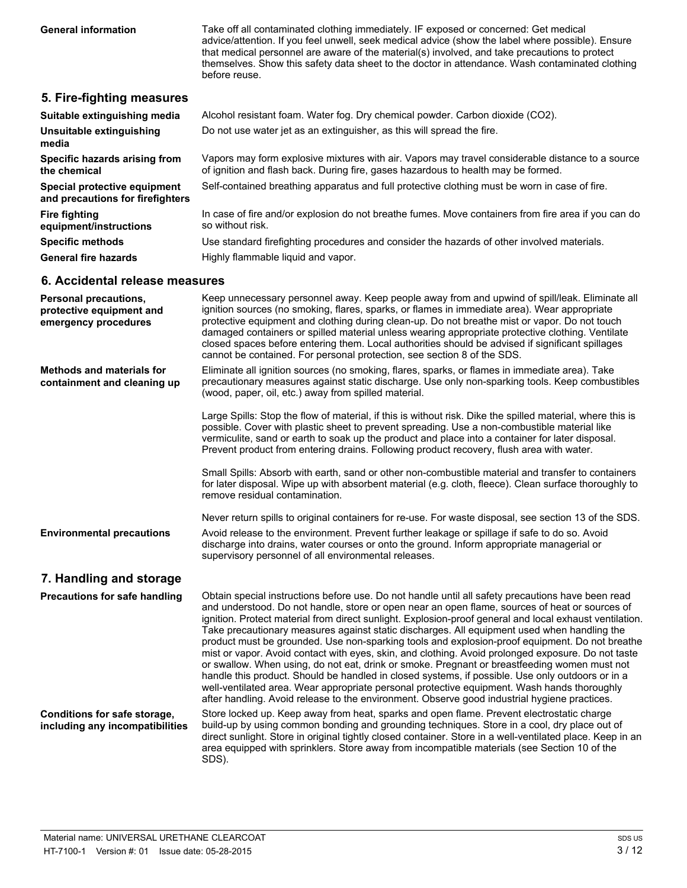**General information** Take off all contaminated clothing immediately. IF exposed or concerned: Get medical advice/attention. If you feel unwell, seek medical advice (show the label where possible). Ensure that medical personnel are aware of the material(s) involved, and take precautions to protect themselves. Show this safety data sheet to the doctor in attendance. Wash contaminated clothing before reuse.

## 5. Fire-fighting measures

**Suitable extinguishing media** Alcohol resistant foam. Water fog. Dry chemical powder. Carbon dioxide ($CO_2$).

**Unsuitable extinguishing media** Do not use water jet as an extinguisher, as this will spread the fire.

**Specific hazards arising from the chemical** Vapors may form explosive mixtures with air. Vapors may travel considerable distance to a source of ignition and flash back. During fire, gases hazardous to health may be formed.

**Special protective equipment and precautions for firefighters** Self-contained breathing apparatus and full protective clothing must be worn in case of fire.

**Fire fighting equipment/instructions** In case of fire and/or explosion do not breathe fumes. Move containers from fire area if you can do so without risk.

**Specific methods** Use standard firefighting procedures and consider the hazards of other involved materials.

**General fire hazards** Highly flammable liquid and vapor.

## 6. Accidental release measures

**Personal precautions, protective equipment and emergency procedures** Keep unnecessary personnel away. Keep people away from and upwind of spill/leak. Eliminate all ignition sources (no smoking, flares, sparks, or flames in immediate area). Wear appropriate protective equipment and clothing during clean-up. Do not breathe mist or vapor. Do not touch damaged containers or spilled material unless wearing appropriate protective clothing. Ventilate closed spaces before entering them. Local authorities should be advised if significant spillages cannot be contained. For personal protection, see section 8 of the SDS.

**Methods and materials for containment and cleaning up** Eliminate all ignition sources (no smoking, flares, sparks, or flames in immediate area). Take precautionary measures against static discharge. Use only non-sparking tools. Keep combustibles (wood, paper, oil, etc.) away from spilled material.

Large Spills: Stop the flow of material, if this is without risk. Dike the spilled material, where this is possible. Cover with plastic sheet to prevent spreading. Use a non-combustible material like vermiculite, sand or earth to soak up the product and place into a container for later disposal. Prevent product from entering drains. Following product recovery, flush area with water.

Small Spills: Absorb with earth, sand or other non-combustible material and transfer to containers for later disposal. Wipe up with absorbent material (e.g. cloth, fleece). Clean surface thoroughly to remove residual contamination.

Never return spills to original containers for re-use. For waste disposal, see section 13 of the SDS.

**Environmental precautions** Avoid release to the environment. Prevent further leakage or spillage if safe to do so. Avoid discharge into drains, water courses or onto the ground. Inform appropriate managerial or supervisory personnel of all environmental releases.

## 7. Handling and storage

**Precautions for safe handling** Obtain special instructions before use. Do not handle until all safety precautions have been read and understood. Do not handle, store or open near an open flame, sources of heat or sources of ignition. Protect material from direct sunlight. Explosion-proof general and local exhaust ventilation. Take precautionary measures against static discharges. All equipment used when handling the product must be grounded. Use non-sparking tools and explosion-proof equipment. Do not breathe mist or vapor. Avoid contact with eyes, skin, and clothing. Avoid prolonged exposure. Do not taste or swallow. When using, do not eat, drink or smoke. Pregnant or breastfeeding women must not handle this product. Should be handled in closed systems, if possible. Use only outdoors or in a well-ventilated area. Wear appropriate personal protective equipment. Wash hands thoroughly after handling. Avoid release to the environment. Observe good industrial hygiene practices.

**Conditions for safe storage, including any incompatibilities** Store locked up. Keep away from heat, sparks and open flame. Prevent electrostatic charge build-up by using common bonding and grounding techniques. Store in a cool, dry place out of direct sunlight. Store in original tightly closed container. Store in a well-ventilated place. Keep in an area equipped with sprinklers. Store away from incompatible materials (see Section 10 of the SDS).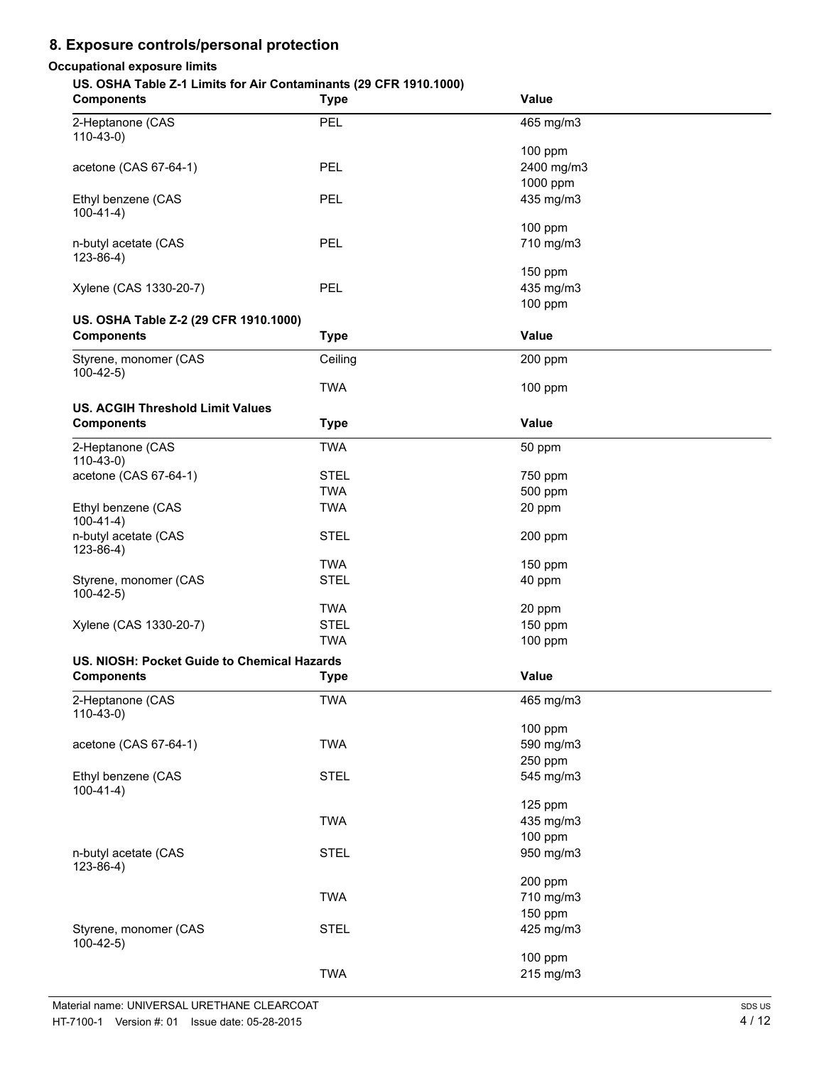## 8. Exposure controls/personal protection

### Occupational exposure limits

**US. OSHA Table Z-1 Limits for Air Contaminants (29 CFR 1910.1000)**

| Components | Type | Value |
|---|---|---|
| 2-Heptanone (CAS 110-43-0) | PEL | 465 mg/m3 |
| | | 100 ppm |
| acetone (CAS 67-64-1) | PEL | 2400 mg/m3 |
| | | 1000 ppm |
| Ethyl benzene (CAS 100-41-4) | PEL | 435 mg/m3 |
| | | 100 ppm |
| n-butyl acetate (CAS 123-86-4) | PEL | 710 mg/m3 |
| | | 150 ppm |
| Xylene (CAS 1330-20-7) | PEL | 435 mg/m3 |
| | | 100 ppm |

**US. OSHA Table Z-2 (29 CFR 1910.1000)**

| Components | Type | Value |
|---|---|---|
| Styrene, monomer (CAS 100-42-5) | Ceiling | 200 ppm |
| | TWA | 100 ppm |

**US. ACGIH Threshold Limit Values**

| Components | Type | Value |
|---|---|---|
| 2-Heptanone (CAS 110-43-0) | TWA | 50 ppm |
| acetone (CAS 67-64-1) | STEL | 750 ppm |
| | TWA | 500 ppm |
| Ethyl benzene (CAS 100-41-4) | TWA | 20 ppm |
| n-butyl acetate (CAS 123-86-4) | STEL | 200 ppm |
| | TWA | 150 ppm |
| Styrene, monomer (CAS 100-42-5) | STEL | 40 ppm |
| | TWA | 20 ppm |
| Xylene (CAS 1330-20-7) | STEL | 150 ppm |
| | TWA | 100 ppm |

**US. NIOSH: Pocket Guide to Chemical Hazards**

| Components | Type | Value |
|---|---|---|
| 2-Heptanone (CAS 110-43-0) | TWA | 465 mg/m3 |
| | | 100 ppm |
| acetone (CAS 67-64-1) | TWA | 590 mg/m3 |
| | | 250 ppm |
| Ethyl benzene (CAS 100-41-4) | STEL | 545 mg/m3 |
| | | 125 ppm |
| | TWA | 435 mg/m3 |
| | | 100 ppm |
| n-butyl acetate (CAS 123-86-4) | STEL | 950 mg/m3 |
| | | 200 ppm |
| | TWA | 710 mg/m3 |
| | | 150 ppm |
| Styrene, monomer (CAS 100-42-5) | STEL | 425 mg/m3 |
| | | 100 ppm |
| | TWA | 215 mg/m3 |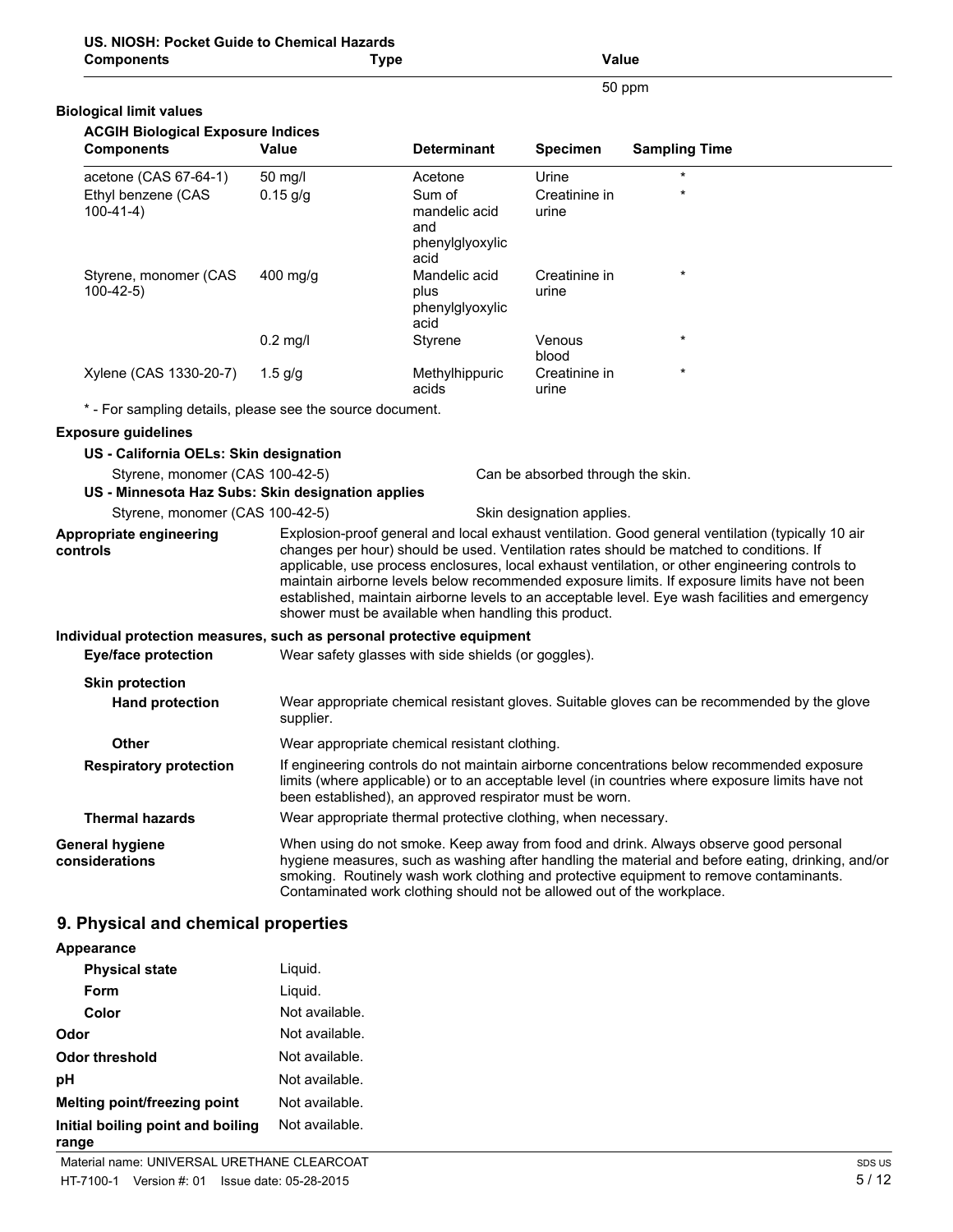**US. NIOSH: Pocket Guide to Chemical Hazards**

| Components | Type | Value |
| --- | --- | --- |
| | | 50 ppm |

**Biological limit values**

**ACGIH Biological Exposure Indices**

| Components | Value | Determinant | Specimen | Sampling Time |
| --- | --- | --- | --- | --- |
| acetone (CAS 67-64-1) | 50 mg/l | Acetone | Urine | * |
| Ethyl benzene (CAS 100-41-4) | 0.15 g/g | Sum of mandelic acid and phenylglyoxylic acid | Creatinine in urine | * |
| Styrene, monomer (CAS 100-42-5) | 400 mg/g | Mandelic acid plus phenylglyoxylic acid | Creatinine in urine | * |
| | 0.2 mg/l | Styrene | Venous blood | * |
| Xylene (CAS 1330-20-7) | 1.5 g/g | Methylhippuric acids | Creatinine in urine | * |

* - For sampling details, please see the source document.

**Exposure guidelines**

**US - California OELs: Skin designation**

Styrene, monomer (CAS 100-42-5) — Can be absorbed through the skin.

**US - Minnesota Haz Subs: Skin designation applies**

Styrene, monomer (CAS 100-42-5) — Skin designation applies.

**Appropriate engineering controls**
Explosion-proof general and local exhaust ventilation. Good general ventilation (typically 10 air changes per hour) should be used. Ventilation rates should be matched to conditions. If applicable, use process enclosures, local exhaust ventilation, or other engineering controls to maintain airborne levels below recommended exposure limits. If exposure limits have not been established, maintain airborne levels to an acceptable level. Eye wash facilities and emergency shower must be available when handling this product.

**Individual protection measures, such as personal protective equipment**

**Eye/face protection**
Wear safety glasses with side shields (or goggles).

**Skin protection**

**Hand protection**
Wear appropriate chemical resistant gloves. Suitable gloves can be recommended by the glove supplier.

**Other**
Wear appropriate chemical resistant clothing.

**Respiratory protection**
If engineering controls do not maintain airborne concentrations below recommended exposure limits (where applicable) or to an acceptable level (in countries where exposure limits have not been established), an approved respirator must be worn.

**Thermal hazards**
Wear appropriate thermal protective clothing, when necessary.

**General hygiene considerations**
When using do not smoke. Keep away from food and drink. Always observe good personal hygiene measures, such as washing after handling the material and before eating, drinking, and/or smoking. Routinely wash work clothing and protective equipment to remove contaminants. Contaminated work clothing should not be allowed out of the workplace.

## 9. Physical and chemical properties

**Appearance**

| | |
| --- | --- |
| **Physical state** | Liquid. |
| **Form** | Liquid. |
| **Color** | Not available. |
| **Odor** | Not available. |
| **Odor threshold** | Not available. |
| **pH** | Not available. |
| **Melting point/freezing point** | Not available. |
| **Initial boiling point and boiling range** | Not available. |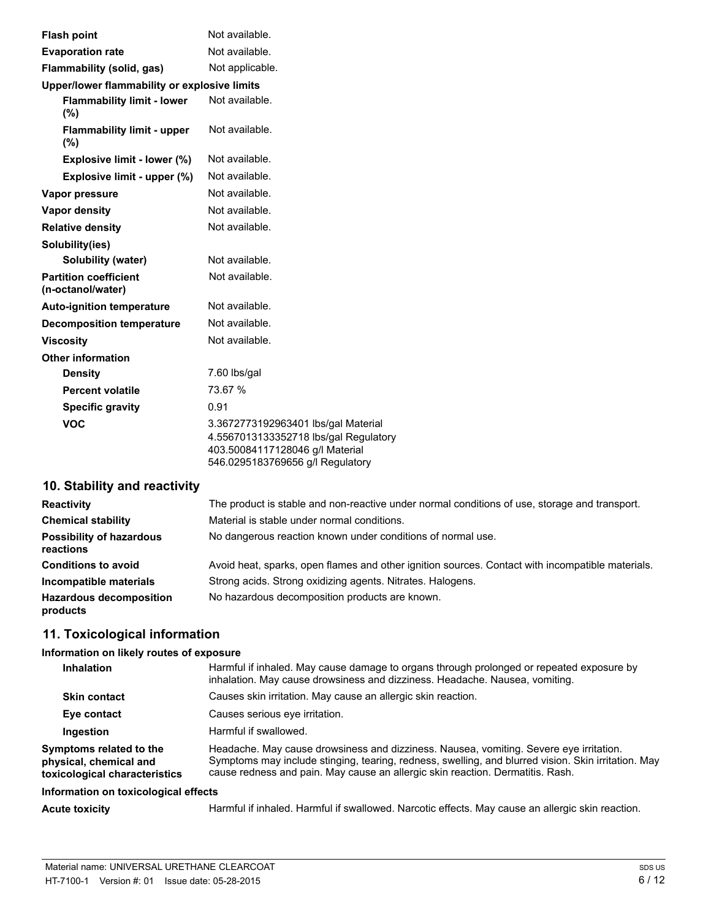| | |
|---|---|
| **Flash point** | Not available. |
| **Evaporation rate** | Not available. |
| **Flammability (solid, gas)** | Not applicable. |
| **Upper/lower flammability or explosive limits** | |
| **Flammability limit - lower (%)** | Not available. |
| **Flammability limit - upper (%)** | Not available. |
| **Explosive limit - lower (%)** | Not available. |
| **Explosive limit - upper (%)** | Not available. |
| **Vapor pressure** | Not available. |
| **Vapor density** | Not available. |
| **Relative density** | Not available. |
| **Solubility(ies)** | |
| **Solubility (water)** | Not available. |
| **Partition coefficient (n-octanol/water)** | Not available. |
| **Auto-ignition temperature** | Not available. |
| **Decomposition temperature** | Not available. |
| **Viscosity** | Not available. |
| **Other information** | |
| **Density** | 7.60 lbs/gal |
| **Percent volatile** | 73.67 % |
| **Specific gravity** | 0.91 |
| **VOC** | 3.3672773192963401 lbs/gal Material<br>4.5567013133352718 lbs/gal Regulatory<br>403.50084117128046 g/l Material<br>546.0295183769656 g/l Regulatory |

## 10. Stability and reactivity

| | |
|---|---|
| **Reactivity** | The product is stable and non-reactive under normal conditions of use, storage and transport. |
| **Chemical stability** | Material is stable under normal conditions. |
| **Possibility of hazardous reactions** | No dangerous reaction known under conditions of normal use. |
| **Conditions to avoid** | Avoid heat, sparks, open flames and other ignition sources. Contact with incompatible materials. |
| **Incompatible materials** | Strong acids. Strong oxidizing agents. Nitrates. Halogens. |
| **Hazardous decomposition products** | No hazardous decomposition products are known. |

## 11. Toxicological information

**Information on likely routes of exposure**

| | |
|---|---|
| **Inhalation** | Harmful if inhaled. May cause damage to organs through prolonged or repeated exposure by inhalation. May cause drowsiness and dizziness. Headache. Nausea, vomiting. |
| **Skin contact** | Causes skin irritation. May cause an allergic skin reaction. |
| **Eye contact** | Causes serious eye irritation. |
| **Ingestion** | Harmful if swallowed. |
| **Symptoms related to the physical, chemical and toxicological characteristics** | Headache. May cause drowsiness and dizziness. Nausea, vomiting. Severe eye irritation. Symptoms may include stinging, tearing, redness, swelling, and blurred vision. Skin irritation. May cause redness and pain. May cause an allergic skin reaction. Dermatitis. Rash. |

**Information on toxicological effects**

| | |
|---|---|
| **Acute toxicity** | Harmful if inhaled. Harmful if swallowed. Narcotic effects. May cause an allergic skin reaction. |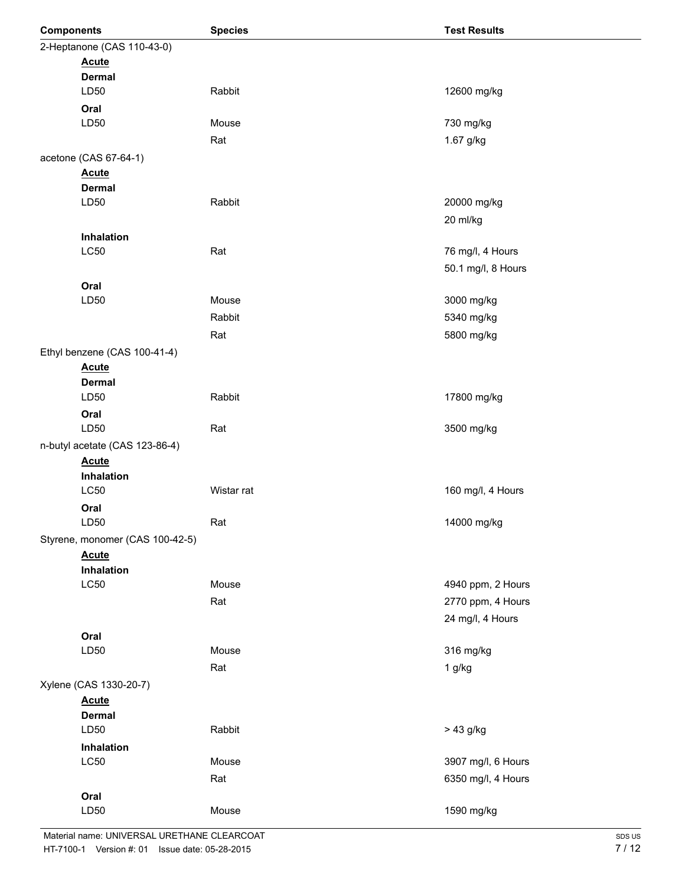| Components | Species | Test Results |
| --- | --- | --- |
| 2-Heptanone (CAS 110-43-0) | | |
| **Acute** | | |
| **Dermal** | | |
| LD50 | Rabbit | 12600 mg/kg |
| **Oral** | | |
| LD50 | Mouse | 730 mg/kg |
| | Rat | 1.67 g/kg |
| acetone (CAS 67-64-1) | | |
| **Acute** | | |
| **Dermal** | | |
| LD50 | Rabbit | 20000 mg/kg |
| | | 20 ml/kg |
| **Inhalation** | | |
| LC50 | Rat | 76 mg/l, 4 Hours |
| | | 50.1 mg/l, 8 Hours |
| **Oral** | | |
| LD50 | Mouse | 3000 mg/kg |
| | Rabbit | 5340 mg/kg |
| | Rat | 5800 mg/kg |
| Ethyl benzene (CAS 100-41-4) | | |
| **Acute** | | |
| **Dermal** | | |
| LD50 | Rabbit | 17800 mg/kg |
| **Oral** | | |
| LD50 | Rat | 3500 mg/kg |
| n-butyl acetate (CAS 123-86-4) | | |
| **Acute** | | |
| **Inhalation** | | |
| LC50 | Wistar rat | 160 mg/l, 4 Hours |
| **Oral** | | |
| LD50 | Rat | 14000 mg/kg |
| Styrene, monomer (CAS 100-42-5) | | |
| **Acute** | | |
| **Inhalation** | | |
| LC50 | Mouse | 4940 ppm, 2 Hours |
| | Rat | 2770 ppm, 4 Hours |
| | | 24 mg/l, 4 Hours |
| **Oral** | | |
| LD50 | Mouse | 316 mg/kg |
| | Rat | 1 g/kg |
| Xylene (CAS 1330-20-7) | | |
| **Acute** | | |
| **Dermal** | | |
| LD50 | Rabbit | > 43 g/kg |
| **Inhalation** | | |
| LC50 | Mouse | 3907 mg/l, 6 Hours |
| | Rat | 6350 mg/l, 4 Hours |
| **Oral** | | |
| LD50 | Mouse | 1590 mg/kg |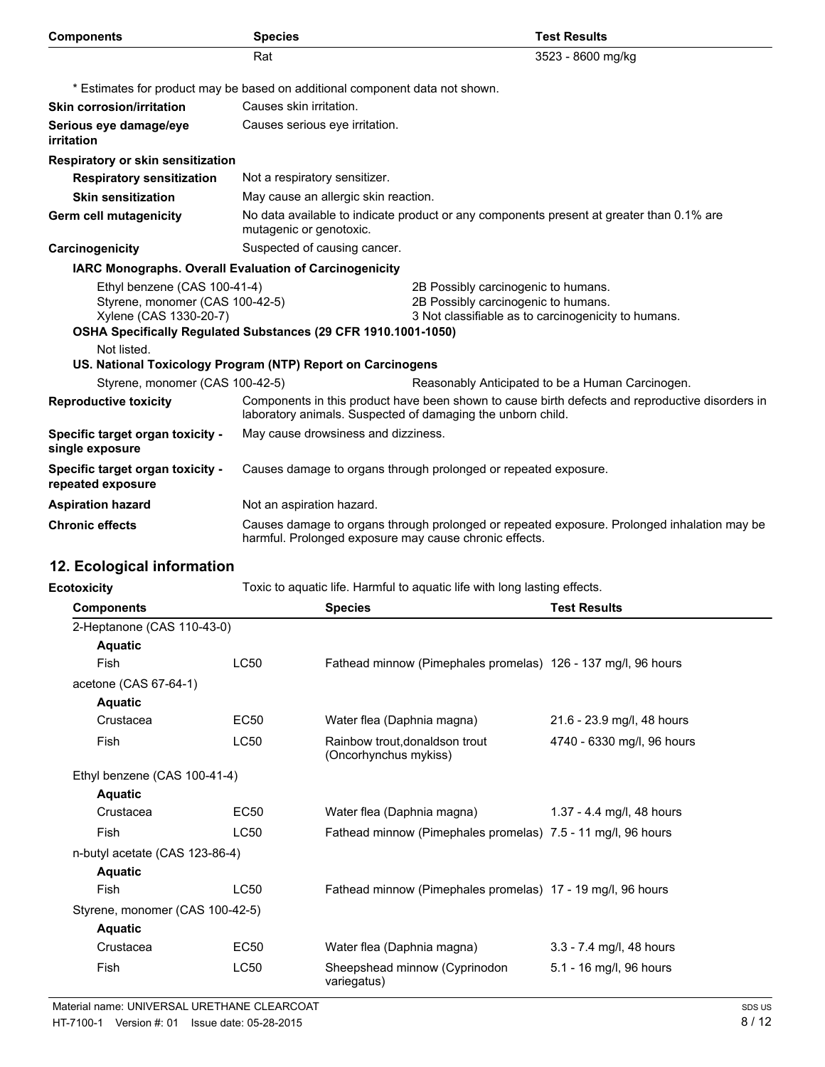| Components | Species | Test Results |
| --- | --- | --- |
| | Rat | 3523 - 8600 mg/kg |

\* Estimates for product may be based on additional component data not shown.

| | |
| --- | --- |
| **Skin corrosion/irritation** | Causes skin irritation. |
| **Serious eye damage/eye irritation** | Causes serious eye irritation. |
| **Respiratory or skin sensitization** | |
| **Respiratory sensitization** | Not a respiratory sensitizer. |
| **Skin sensitization** | May cause an allergic skin reaction. |
| **Germ cell mutagenicity** | No data available to indicate product or any components present at greater than 0.1% are mutagenic or genotoxic. |
| **Carcinogenicity** | Suspected of causing cancer. |

**IARC Monographs. Overall Evaluation of Carcinogenicity**

| | |
| --- | --- |
| Ethyl benzene (CAS 100-41-4) | 2B Possibly carcinogenic to humans. |
| Styrene, monomer (CAS 100-42-5) | 2B Possibly carcinogenic to humans. |
| Xylene (CAS 1330-20-7) | 3 Not classifiable as to carcinogenicity to humans. |

**OSHA Specifically Regulated Substances (29 CFR 1910.1001-1050)**

Not listed.

**US. National Toxicology Program (NTP) Report on Carcinogens**

| | |
| --- | --- |
| Styrene, monomer (CAS 100-42-5) | Reasonably Anticipated to be a Human Carcinogen. |

| | |
| --- | --- |
| **Reproductive toxicity** | Components in this product have been shown to cause birth defects and reproductive disorders in laboratory animals. Suspected of damaging the unborn child. |
| **Specific target organ toxicity - single exposure** | May cause drowsiness and dizziness. |
| **Specific target organ toxicity - repeated exposure** | Causes damage to organs through prolonged or repeated exposure. |
| **Aspiration hazard** | Not an aspiration hazard. |
| **Chronic effects** | Causes damage to organs through prolonged or repeated exposure. Prolonged inhalation may be harmful. Prolonged exposure may cause chronic effects. |

## 12. Ecological information

**Ecotoxicity** Toxic to aquatic life. Harmful to aquatic life with long lasting effects.

| Components | | Species | Test Results |
| --- | --- | --- | --- |
| 2-Heptanone (CAS 110-43-0) | | | |
| **Aquatic** | | | |
| Fish | LC50 | Fathead minnow (Pimephales promelas) | 126 - 137 mg/l, 96 hours |
| acetone (CAS 67-64-1) | | | |
| **Aquatic** | | | |
| Crustacea | EC50 | Water flea (Daphnia magna) | 21.6 - 23.9 mg/l, 48 hours |
| Fish | LC50 | Rainbow trout,donaldson trout (Oncorhynchus mykiss) | 4740 - 6330 mg/l, 96 hours |
| Ethyl benzene (CAS 100-41-4) | | | |
| **Aquatic** | | | |
| Crustacea | EC50 | Water flea (Daphnia magna) | 1.37 - 4.4 mg/l, 48 hours |
| Fish | LC50 | Fathead minnow (Pimephales promelas) | 7.5 - 11 mg/l, 96 hours |
| n-butyl acetate (CAS 123-86-4) | | | |
| **Aquatic** | | | |
| Fish | LC50 | Fathead minnow (Pimephales promelas) | 17 - 19 mg/l, 96 hours |
| Styrene, monomer (CAS 100-42-5) | | | |
| **Aquatic** | | | |
| Crustacea | EC50 | Water flea (Daphnia magna) | 3.3 - 7.4 mg/l, 48 hours |
| Fish | LC50 | Sheepshead minnow (Cyprinodon variegatus) | 5.1 - 16 mg/l, 96 hours |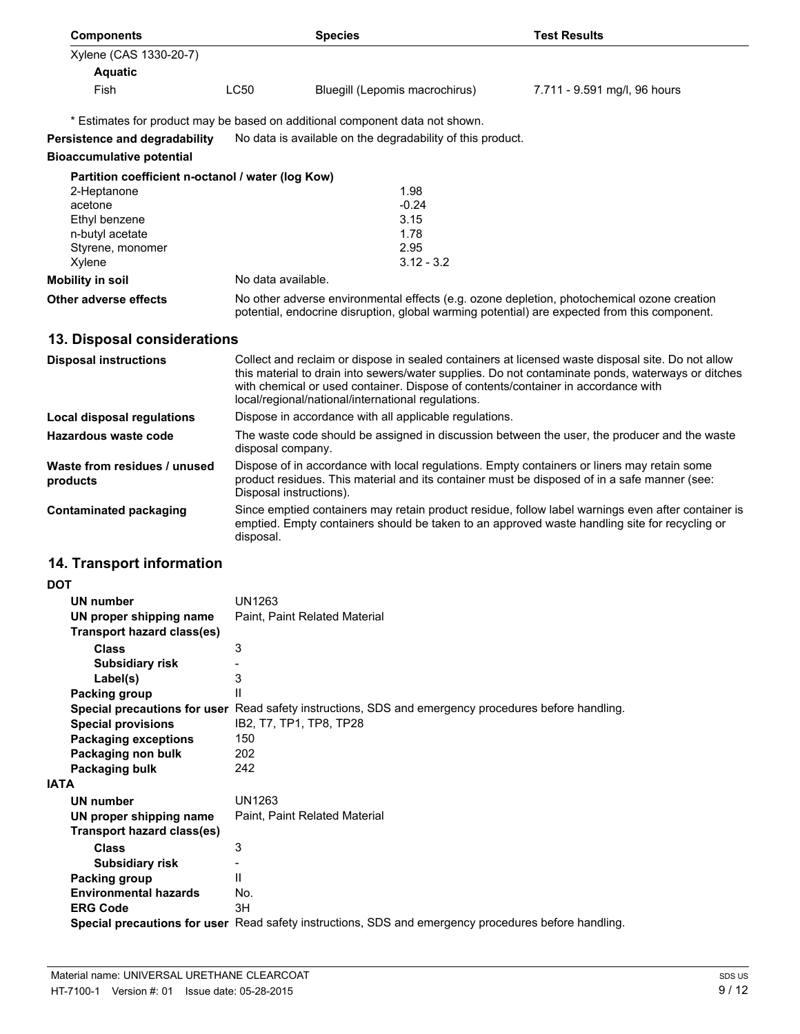| Components | | Species | Test Results |
|---|---|---|---|
| Xylene (CAS 1330-20-7) | | | |
| **Aquatic** | | | |
| Fish | LC50 | Bluegill (Lepomis macrochirus) | 7.711 - 9.591 mg/l, 96 hours |

\* Estimates for product may be based on additional component data not shown.

**Persistence and degradability** No data is available on the degradability of this product.

**Bioaccumulative potential**

**Partition coefficient n-octanol / water (log Kow)**

| | |
|---|---|
| 2-Heptanone | 1.98 |
| acetone | -0.24 |
| Ethyl benzene | 3.15 |
| n-butyl acetate | 1.78 |
| Styrene, monomer | 2.95 |
| Xylene | 3.12 - 3.2 |

**Mobility in soil** No data available.

**Other adverse effects** No other adverse environmental effects (e.g. ozone depletion, photochemical ozone creation potential, endocrine disruption, global warming potential) are expected from this component.

## 13. Disposal considerations

**Disposal instructions** Collect and reclaim or dispose in sealed containers at licensed waste disposal site. Do not allow this material to drain into sewers/water supplies. Do not contaminate ponds, waterways or ditches with chemical or used container. Dispose of contents/container in accordance with local/regional/national/international regulations.

**Local disposal regulations** Dispose in accordance with all applicable regulations.

**Hazardous waste code** The waste code should be assigned in discussion between the user, the producer and the waste disposal company.

**Waste from residues / unused products** Dispose of in accordance with local regulations. Empty containers or liners may retain some product residues. This material and its container must be disposed of in a safe manner (see: Disposal instructions).

**Contaminated packaging** Since emptied containers may retain product residue, follow label warnings even after container is emptied. Empty containers should be taken to an approved waste handling site for recycling or disposal.

## 14. Transport information

**DOT**

| | |
|---|---|
| **UN number** | UN1263 |
| **UN proper shipping name** | Paint, Paint Related Material |
| **Transport hazard class(es)** | |
| **Class** | 3 |
| **Subsidiary risk** | - |
| **Label(s)** | 3 |
| **Packing group** | II |
| **Special precautions for user** | Read safety instructions, SDS and emergency procedures before handling. |
| **Special provisions** | IB2, T7, TP1, TP8, TP28 |
| **Packaging exceptions** | 150 |
| **Packaging non bulk** | 202 |
| **Packaging bulk** | 242 |

**IATA**

| | |
|---|---|
| **UN number** | UN1263 |
| **UN proper shipping name** | Paint, Paint Related Material |
| **Transport hazard class(es)** | |
| **Class** | 3 |
| **Subsidiary risk** | - |
| **Packing group** | II |
| **Environmental hazards** | No. |
| **ERG Code** | 3H |
| **Special precautions for user** | Read safety instructions, SDS and emergency procedures before handling. |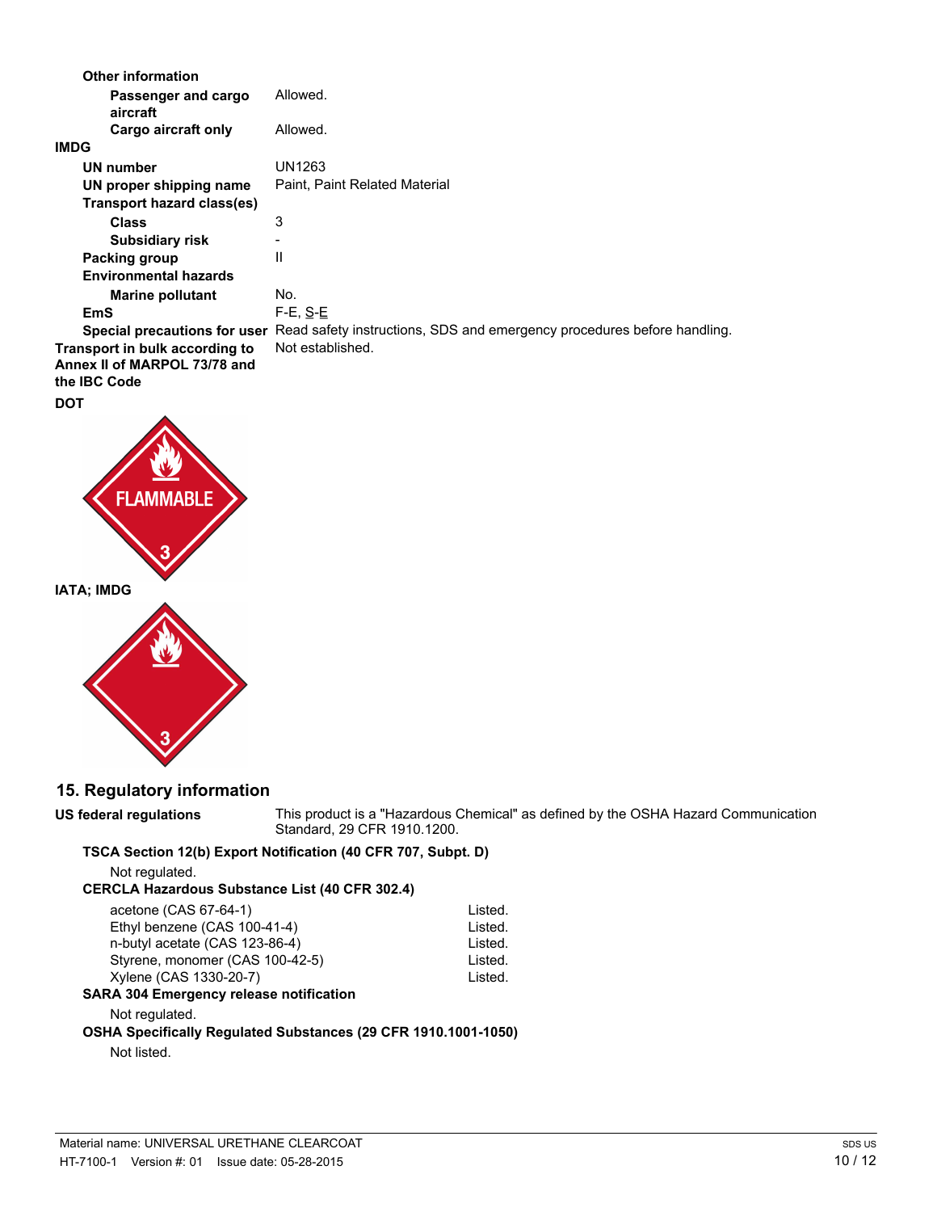**Other information**

| | |
|---|---|
| **Passenger and cargo aircraft** | Allowed. |
| **Cargo aircraft only** | Allowed. |

**IMDG**

| | |
|---|---|
| **UN number** | UN1263 |
| **UN proper shipping name** | Paint, Paint Related Material |
| **Transport hazard class(es)** | |
| **Class** | 3 |
| **Subsidiary risk** | - |
| **Packing group** | II |
| **Environmental hazards** | |
| **Marine pollutant** | No. |
| **EmS** | F-E, S-E |
| **Special precautions for user** | Read safety instructions, SDS and emergency procedures before handling. |
| **Transport in bulk according to Annex II of MARPOL 73/78 and the IBC Code** | Not established. |

**DOT**

FLAMMABLE 3

**IATA; IMDG**

3

## 15. Regulatory information

**US federal regulations** This product is a "Hazardous Chemical" as defined by the OSHA Hazard Communication Standard, 29 CFR 1910.1200.

**TSCA Section 12(b) Export Notification (40 CFR 707, Subpt. D)**

Not regulated.

**CERCLA Hazardous Substance List (40 CFR 302.4)**

| | |
|---|---|
| acetone (CAS 67-64-1) | Listed. |
| Ethyl benzene (CAS 100-41-4) | Listed. |
| n-butyl acetate (CAS 123-86-4) | Listed. |
| Styrene, monomer (CAS 100-42-5) | Listed. |
| Xylene (CAS 1330-20-7) | Listed. |

**SARA 304 Emergency release notification**

Not regulated.

**OSHA Specifically Regulated Substances (29 CFR 1910.1001-1050)**

Not listed.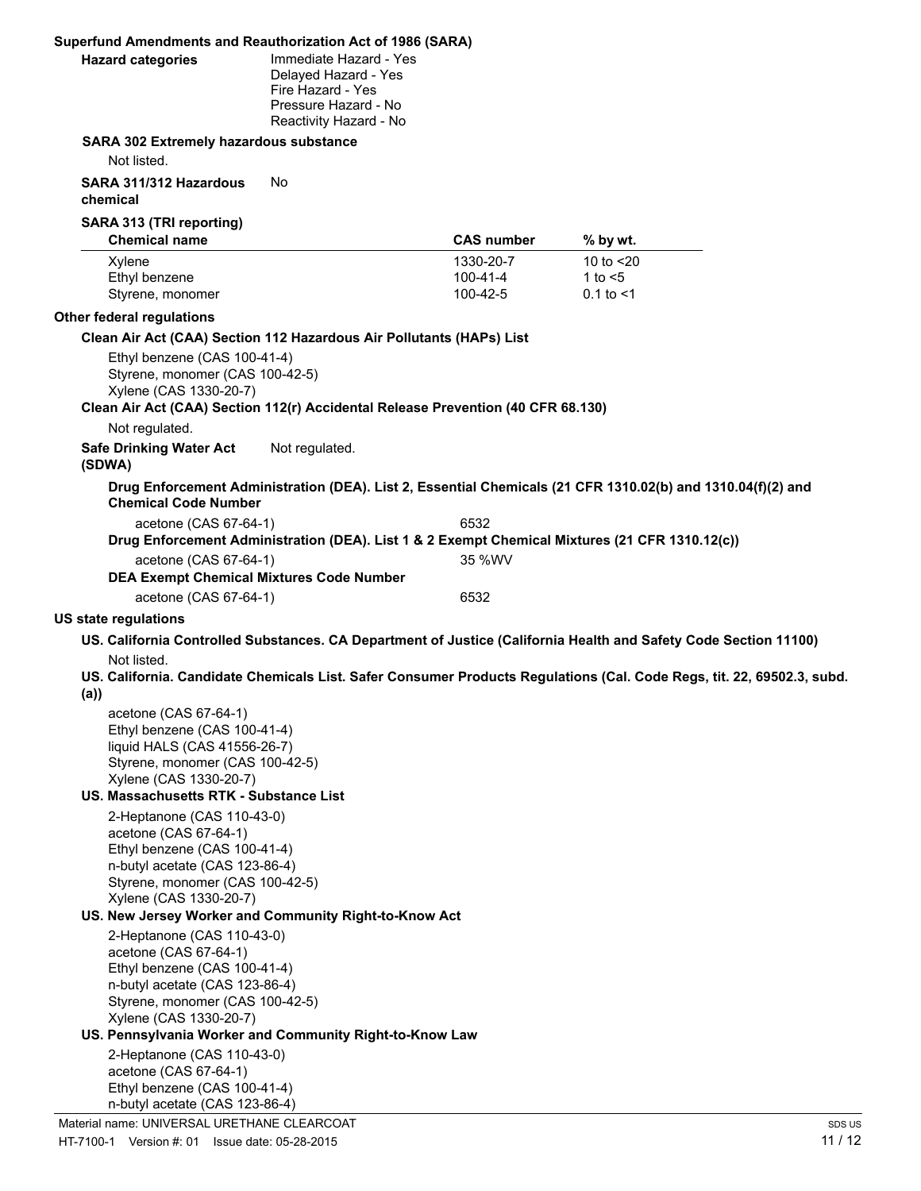### Superfund Amendments and Reauthorization Act of 1986 (SARA)

**Hazard categories**
Immediate Hazard - Yes
Delayed Hazard - Yes
Fire Hazard - Yes
Pressure Hazard - No
Reactivity Hazard - No

**SARA 302 Extremely hazardous substance**

Not listed.

**SARA 311/312 Hazardous chemical** No

**SARA 313 (TRI reporting)**

| Chemical name | CAS number | % by wt. |
|---|---|---|
| Xylene | 1330-20-7 | 10 to <20 |
| Ethyl benzene | 100-41-4 | 1 to <5 |
| Styrene, monomer | 100-42-5 | 0.1 to <1 |

### Other federal regulations

**Clean Air Act (CAA) Section 112 Hazardous Air Pollutants (HAPs) List**

Ethyl benzene (CAS 100-41-4)
Styrene, monomer (CAS 100-42-5)
Xylene (CAS 1330-20-7)

**Clean Air Act (CAA) Section 112(r) Accidental Release Prevention (40 CFR 68.130)**

Not regulated.

**Safe Drinking Water Act (SDWA)** Not regulated.

**Drug Enforcement Administration (DEA). List 2, Essential Chemicals (21 CFR 1310.02(b) and 1310.04(f)(2) and Chemical Code Number**

acetone (CAS 67-64-1) 6532

**Drug Enforcement Administration (DEA). List 1 & 2 Exempt Chemical Mixtures (21 CFR 1310.12(c))**

acetone (CAS 67-64-1) 35 %WV

**DEA Exempt Chemical Mixtures Code Number**

acetone (CAS 67-64-1) 6532

### US state regulations

**US. California Controlled Substances. CA Department of Justice (California Health and Safety Code Section 11100)**

Not listed.

**US. California. Candidate Chemicals List. Safer Consumer Products Regulations (Cal. Code Regs, tit. 22, 69502.3, subd. (a))**

acetone (CAS 67-64-1)
Ethyl benzene (CAS 100-41-4)
liquid HALS (CAS 41556-26-7)
Styrene, monomer (CAS 100-42-5)
Xylene (CAS 1330-20-7)

**US. Massachusetts RTK - Substance List**

2-Heptanone (CAS 110-43-0)
acetone (CAS 67-64-1)
Ethyl benzene (CAS 100-41-4)
n-butyl acetate (CAS 123-86-4)
Styrene, monomer (CAS 100-42-5)
Xylene (CAS 1330-20-7)

**US. New Jersey Worker and Community Right-to-Know Act**

2-Heptanone (CAS 110-43-0)
acetone (CAS 67-64-1)
Ethyl benzene (CAS 100-41-4)
n-butyl acetate (CAS 123-86-4)
Styrene, monomer (CAS 100-42-5)
Xylene (CAS 1330-20-7)

**US. Pennsylvania Worker and Community Right-to-Know Law**

2-Heptanone (CAS 110-43-0)
acetone (CAS 67-64-1)
Ethyl benzene (CAS 100-41-4)
n-butyl acetate (CAS 123-86-4)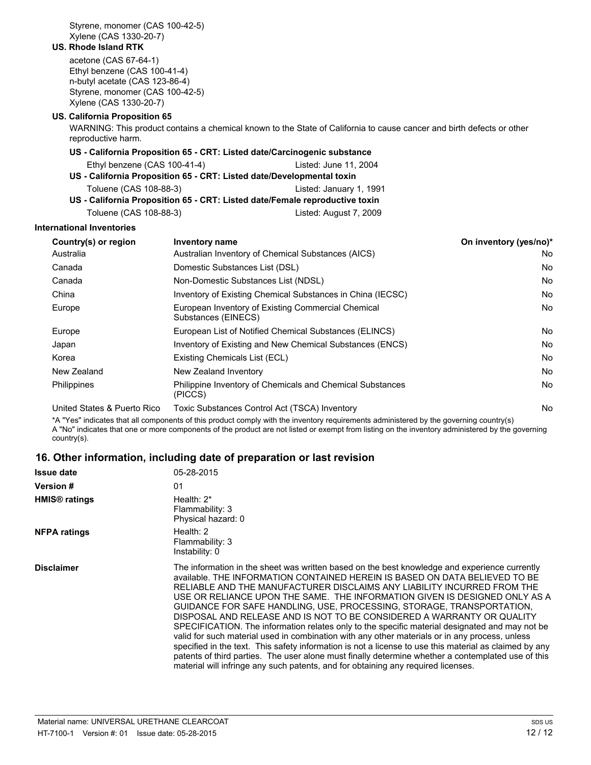Styrene, monomer (CAS 100-42-5)
Xylene (CAS 1330-20-7)

**US. Rhode Island RTK**

acetone (CAS 67-64-1)
Ethyl benzene (CAS 100-41-4)
n-butyl acetate (CAS 123-86-4)
Styrene, monomer (CAS 100-42-5)
Xylene (CAS 1330-20-7)

**US. California Proposition 65**

WARNING: This product contains a chemical known to the State of California to cause cancer and birth defects or other reproductive harm.

**US - California Proposition 65 - CRT: Listed date/Carcinogenic substance**

Ethyl benzene (CAS 100-41-4) Listed: June 11, 2004

**US - California Proposition 65 - CRT: Listed date/Developmental toxin**

Toluene (CAS 108-88-3) Listed: January 1, 1991

**US - California Proposition 65 - CRT: Listed date/Female reproductive toxin**

Toluene (CAS 108-88-3) Listed: August 7, 2009

**International Inventories**

| Country(s) or region | Inventory name | On inventory (yes/no)* |
|---|---|---|
| Australia | Australian Inventory of Chemical Substances (AICS) | No |
| Canada | Domestic Substances List (DSL) | No |
| Canada | Non-Domestic Substances List (NDSL) | No |
| China | Inventory of Existing Chemical Substances in China (IECSC) | No |
| Europe | European Inventory of Existing Commercial Chemical Substances (EINECS) | No |
| Europe | European List of Notified Chemical Substances (ELINCS) | No |
| Japan | Inventory of Existing and New Chemical Substances (ENCS) | No |
| Korea | Existing Chemicals List (ECL) | No |
| New Zealand | New Zealand Inventory | No |
| Philippines | Philippine Inventory of Chemicals and Chemical Substances (PICCS) | No |
| United States & Puerto Rico | Toxic Substances Control Act (TSCA) Inventory | No |

*A "Yes" indicates that all components of this product comply with the inventory requirements administered by the governing country(s)
A "No" indicates that one or more components of the product are not listed or exempt from listing on the inventory administered by the governing country(s).

## 16. Other information, including date of preparation or last revision

| | |
|---|---|
| **Issue date** | 05-28-2015 |
| **Version #** | 01 |
| **HMIS® ratings** | Health: 2*<br>Flammability: 3<br>Physical hazard: 0 |
| **NFPA ratings** | Health: 2<br>Flammability: 3<br>Instability: 0 |
| **Disclaimer** | The information in the sheet was written based on the best knowledge and experience currently available. THE INFORMATION CONTAINED HEREIN IS BASED ON DATA BELIEVED TO BE RELIABLE AND THE MANUFACTURER DISCLAIMS ANY LIABILITY INCURRED FROM THE USE OR RELIANCE UPON THE SAME. THE INFORMATION GIVEN IS DESIGNED ONLY AS A GUIDANCE FOR SAFE HANDLING, USE, PROCESSING, STORAGE, TRANSPORTATION, DISPOSAL AND RELEASE AND IS NOT TO BE CONSIDERED A WARRANTY OR QUALITY SPECIFICATION. The information relates only to the specific material designated and may not be valid for such material used in combination with any other materials or in any process, unless specified in the text. This safety information is not a license to use this material as claimed by any patents of third parties. The user alone must finally determine whether a contemplated use of this material will infringe any such patents, and for obtaining any required licenses. |